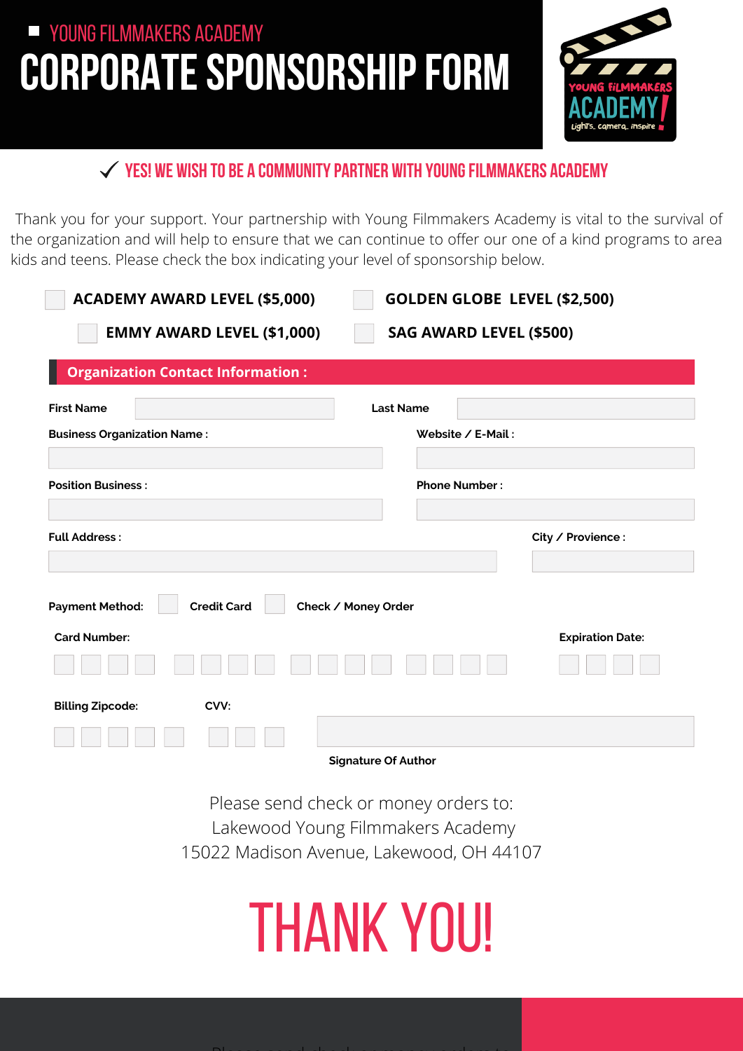YOUNG FILMMAKERS ACADEMY

# CORPORATE SPONSORSHIP FORM

## ✓ YES! WE WISH TO BE A COMMUNITY PARTNER WITH YOUNG FILMMAKERS ACADEMY

Thank you for your support. Your partnership with Young Filmmakers Academy is vital to the survival of the organization and will help to ensure that we can continue to offer our one of a kind programs to area kids and teens. Please check the box indicating your level of sponsorship below.

- ☐ **ACADEMY AWARD LEVEL ($5,000)**
- ☐ **GOLDEN GLOBE LEVEL ($2,500)**
- ☐ **EMMY AWARD LEVEL ($1,000)**
- ☐ **SAG AWARD LEVEL ($500)**

## Organization Contact Information :

**First Name** ____________ **Last Name** ____________

**Business Organization Name :** ____________

**Website / E-Mail :** ____________

**Position Business :** ____________

**Phone Number :** ____________

**Full Address :** ____________

**City / Provience :** ____________

**Payment Method:** ☐ **Credit Card** ☐ **Check / Money Order**

**Card Number:** ☐☐☐☐ ☐☐☐☐ ☐☐☐☐ ☐☐☐☐

**Expiration Date:** ☐☐☐☐

**Billing Zipcode:** ☐☐☐☐☐

**CVV:** ☐☐☐

____________

**Signature Of Author**

Please send check or money orders to:
Lakewood Young Filmmakers Academy
15022 Madison Avenue, Lakewood, OH 44107

# THANK YOU!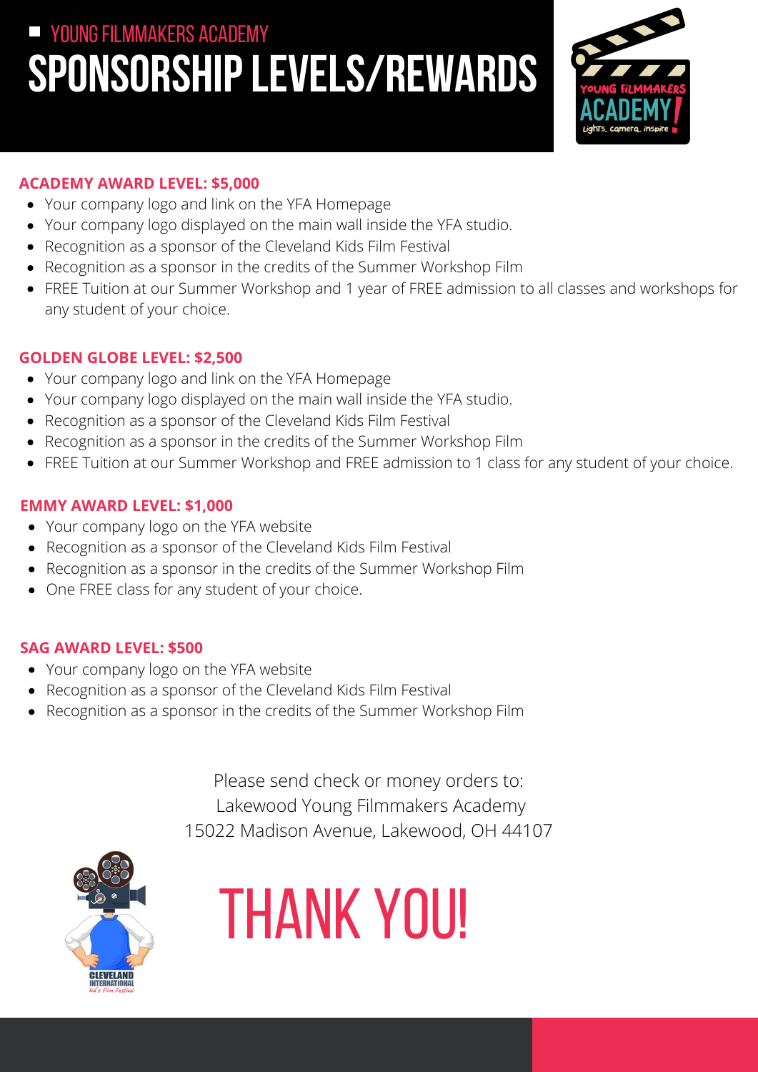YOUNG FILMMAKERS ACADEMY

# SPONSORSHIP LEVELS/REWARDS

**ACADEMY AWARD LEVEL: $5,000**

- Your company logo and link on the YFA Homepage
- Your company logo displayed on the main wall inside the YFA studio.
- Recognition as a sponsor of the Cleveland Kids Film Festival
- Recognition as a sponsor in the credits of the Summer Workshop Film
- FREE Tuition at our Summer Workshop and 1 year of FREE admission to all classes and workshops for any student of your choice.

**GOLDEN GLOBE LEVEL: $2,500**

- Your company logo and link on the YFA Homepage
- Your company logo displayed on the main wall inside the YFA studio.
- Recognition as a sponsor of the Cleveland Kids Film Festival
- Recognition as a sponsor in the credits of the Summer Workshop Film
- FREE Tuition at our Summer Workshop and FREE admission to 1 class for any student of your choice.

**EMMY AWARD LEVEL: $1,000**

- Your company logo on the YFA website
- Recognition as a sponsor of the Cleveland Kids Film Festival
- Recognition as a sponsor in the credits of the Summer Workshop Film
- One FREE class for any student of your choice.

**SAG AWARD LEVEL: $500**

- Your company logo on the YFA website
- Recognition as a sponsor of the Cleveland Kids Film Festival
- Recognition as a sponsor in the credits of the Summer Workshop Film

Please send check or money orders to:
Lakewood Young Filmmakers Academy
15022 Madison Avenue, Lakewood, OH 44107

# THANK YOU!